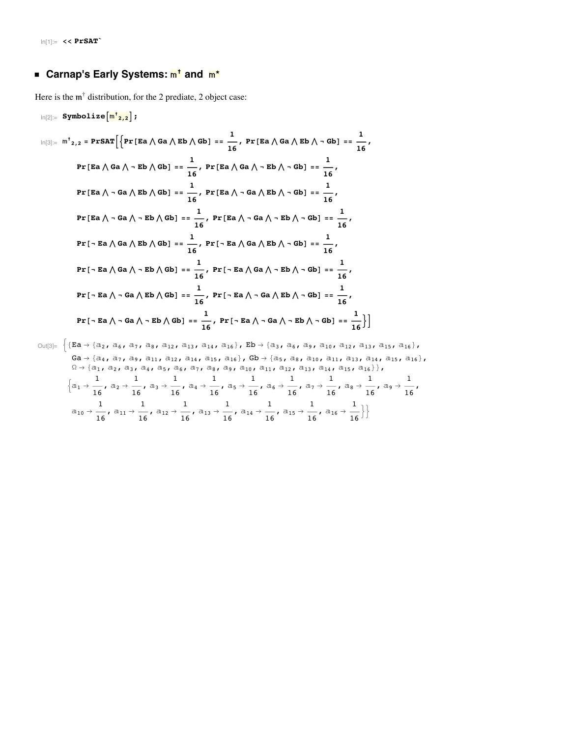```
In[1]:= << PrSAT`
```

## Carnap's Early Systems: $m^{\dagger}$ and $m^{*}$

Here is the $m^{\dagger}$ distribution, for the 2 prediate, 2 object case:

```
In[2]:= Symbolize[m†2,2];

In[3]:= m†2,2 = PrSAT[{Pr[Ea ∧ Ga ∧ Eb ∧ Gb] == 1/16, Pr[Ea ∧ Ga ∧ Eb ∧ ¬ Gb] == 1/16,
          Pr[Ea ∧ Ga ∧ ¬ Eb ∧ Gb] == 1/16, Pr[Ea ∧ Ga ∧ ¬ Eb ∧ ¬ Gb] == 1/16,
          Pr[Ea ∧ ¬ Ga ∧ Eb ∧ Gb] == 1/16, Pr[Ea ∧ ¬ Ga ∧ Eb ∧ ¬ Gb] == 1/16,
          Pr[Ea ∧ ¬ Ga ∧ ¬ Eb ∧ Gb] == 1/16, Pr[Ea ∧ ¬ Ga ∧ ¬ Eb ∧ ¬ Gb] == 1/16,
          Pr[¬ Ea ∧ Ga ∧ Eb ∧ Gb] == 1/16, Pr[¬ Ea ∧ Ga ∧ Eb ∧ ¬ Gb] == 1/16,
          Pr[¬ Ea ∧ Ga ∧ ¬ Eb ∧ Gb] == 1/16, Pr[¬ Ea ∧ Ga ∧ ¬ Eb ∧ ¬ Gb] == 1/16,
          Pr[¬ Ea ∧ ¬ Ga ∧ Eb ∧ Gb] == 1/16, Pr[¬ Ea ∧ ¬ Ga ∧ Eb ∧ ¬ Gb] == 1/16,
          Pr[¬ Ea ∧ ¬ Ga ∧ ¬ Eb ∧ Gb] == 1/16, Pr[¬ Ea ∧ ¬ Ga ∧ ¬ Eb ∧ ¬ Gb] == 1/16}]

Out[3]= {{Ea → {a2, a6, a7, a8, a12, a13, a14, a16}, Eb → {a3, a6, a9, a10, a12, a13, a15, a16},
          Ga → {a4, a7, a9, a11, a12, a14, a15, a16}, Gb → {a5, a8, a10, a11, a13, a14, a15, a16},
          Ω → {a1, a2, a3, a4, a5, a6, a7, a8, a9, a10, a11, a12, a13, a14, a15, a16}},
         {a1 → 1/16, a2 → 1/16, a3 → 1/16, a4 → 1/16, a5 → 1/16, a6 → 1/16, a7 → 1/16, a8 → 1/16, a9 → 1/16,
          a10 → 1/16, a11 → 1/16, a12 → 1/16, a13 → 1/16, a14 → 1/16, a15 → 1/16, a16 → 1/16}}
```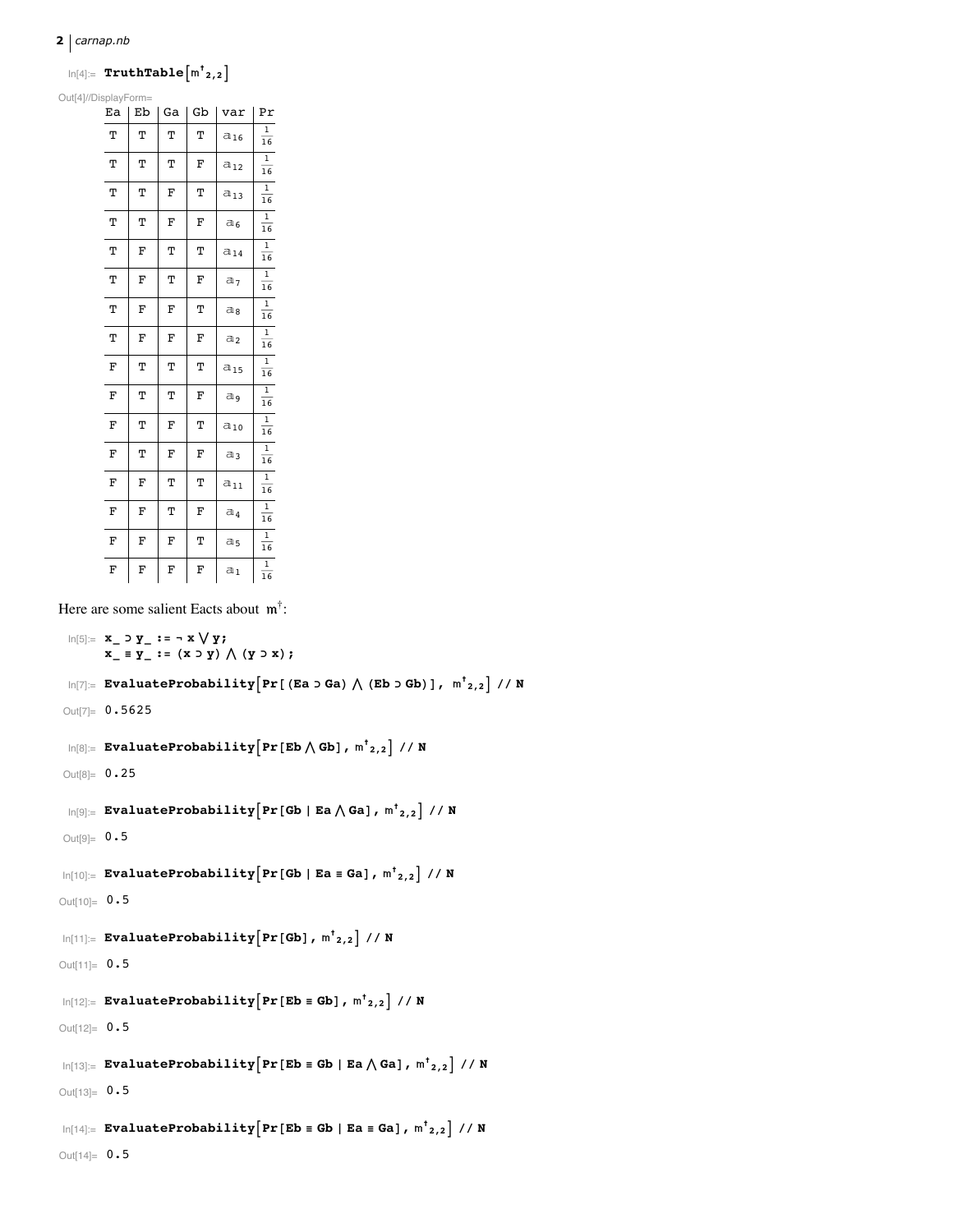In[4]:= `TruthTable[m†2,2]`

Out[4]//DisplayForm=

| Ea | Eb | Ga | Gb | var | Pr |
|---|---|---|---|---|---|
| T | T | T | T | $a_{16}$ | $\frac{1}{16}$ |
| T | T | T | F | $a_{12}$ | $\frac{1}{16}$ |
| T | T | F | T | $a_{13}$ | $\frac{1}{16}$ |
| T | T | F | F | $a_6$ | $\frac{1}{16}$ |
| T | F | T | T | $a_{14}$ | $\frac{1}{16}$ |
| T | F | T | F | $a_7$ | $\frac{1}{16}$ |
| T | F | F | T | $a_8$ | $\frac{1}{16}$ |
| T | F | F | F | $a_2$ | $\frac{1}{16}$ |
| F | T | T | T | $a_{15}$ | $\frac{1}{16}$ |
| F | T | T | F | $a_9$ | $\frac{1}{16}$ |
| F | T | F | T | $a_{10}$ | $\frac{1}{16}$ |
| F | T | F | F | $a_3$ | $\frac{1}{16}$ |
| F | F | T | T | $a_{11}$ | $\frac{1}{16}$ |
| F | F | T | F | $a_4$ | $\frac{1}{16}$ |
| F | F | F | T | $a_5$ | $\frac{1}{16}$ |
| F | F | F | F | $a_1$ | $\frac{1}{16}$ |

Here are some salient Eacts about $\mathfrak{m}^{\dagger}$:

```
In[5]:= x_ ⊃ y_ := ¬ x ⋁ y;
        x_ ≡ y_ := (x ⊃ y) ⋀ (y ⊃ x);

In[7]:= EvaluateProbability[Pr[(Ea ⊃ Ga) ⋀ (Eb ⊃ Gb)], m†2,2] // N
Out[7]= 0.5625

In[8]:= EvaluateProbability[Pr[Eb ⋀ Gb], m†2,2] // N
Out[8]= 0.25

In[9]:= EvaluateProbability[Pr[Gb | Ea ⋀ Ga], m†2,2] // N
Out[9]= 0.5

In[10]:= EvaluateProbability[Pr[Gb | Ea ≡ Ga], m†2,2] // N
Out[10]= 0.5

In[11]:= EvaluateProbability[Pr[Gb], m†2,2] // N
Out[11]= 0.5

In[12]:= EvaluateProbability[Pr[Eb ≡ Gb], m†2,2] // N
Out[12]= 0.5

In[13]:= EvaluateProbability[Pr[Eb ≡ Gb | Ea ⋀ Ga], m†2,2] // N
Out[13]= 0.5

In[14]:= EvaluateProbability[Pr[Eb ≡ Gb | Ea ≡ Ga], m†2,2] // N
Out[14]= 0.5
```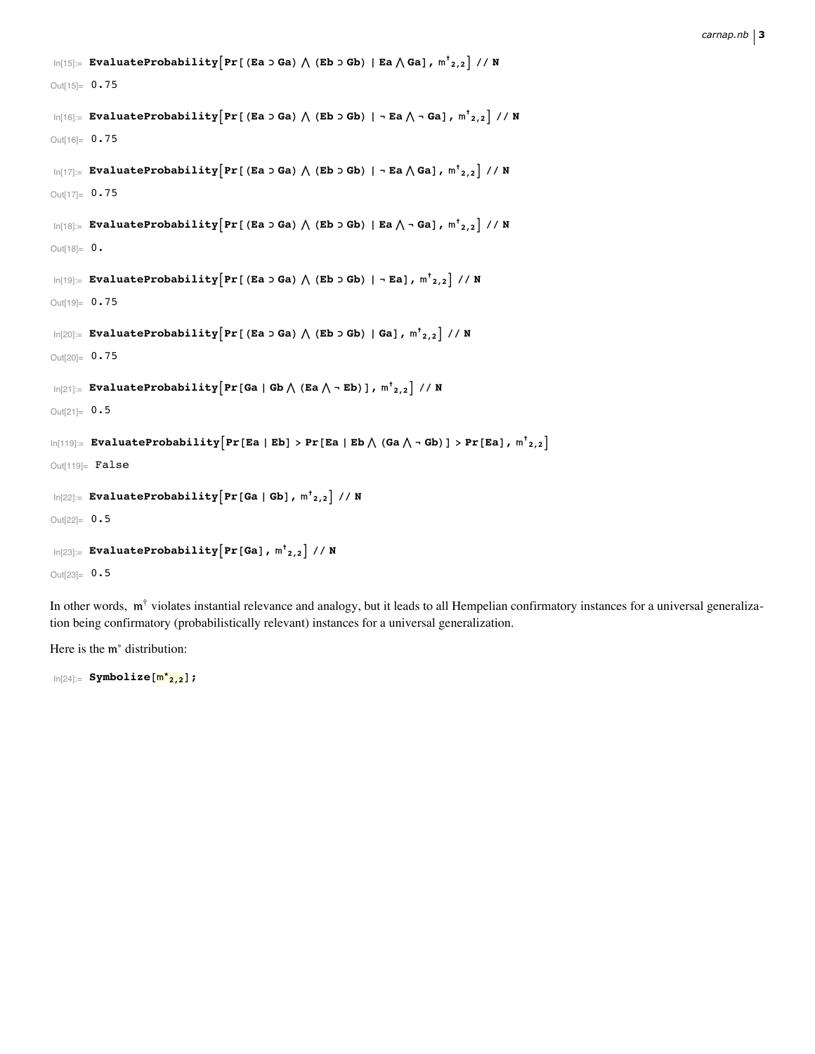```
In[15]:= EvaluateProbability[Pr[(Ea ⊃ Ga) ∧ (Eb ⊃ Gb) | Ea ∧ Ga], m†2,2] // N
Out[15]= 0.75

In[16]:= EvaluateProbability[Pr[(Ea ⊃ Ga) ∧ (Eb ⊃ Gb) | ¬ Ea ∧ ¬ Ga], m†2,2] // N
Out[16]= 0.75

In[17]:= EvaluateProbability[Pr[(Ea ⊃ Ga) ∧ (Eb ⊃ Gb) | ¬ Ea ∧ Ga], m†2,2] // N
Out[17]= 0.75

In[18]:= EvaluateProbability[Pr[(Ea ⊃ Ga) ∧ (Eb ⊃ Gb) | Ea ∧ ¬ Ga], m†2,2] // N
Out[18]= 0.

In[19]:= EvaluateProbability[Pr[(Ea ⊃ Ga) ∧ (Eb ⊃ Gb) | ¬ Ea], m†2,2] // N
Out[19]= 0.75

In[20]:= EvaluateProbability[Pr[(Ea ⊃ Ga) ∧ (Eb ⊃ Gb) | Ga], m†2,2] // N
Out[20]= 0.75

In[21]:= EvaluateProbability[Pr[Ga | Gb ∧ (Ea ∧ ¬ Eb)], m†2,2] // N
Out[21]= 0.5

In[119]:= EvaluateProbability[Pr[Ea | Eb] > Pr[Ea | Eb ∧ (Ga ∧ ¬ Gb)] > Pr[Ea], m†2,2]
Out[119]= False

In[22]:= EvaluateProbability[Pr[Ga | Gb], m†2,2] // N
Out[22]= 0.5

In[23]:= EvaluateProbability[Pr[Ga], m†2,2] // N
Out[23]= 0.5
```

In other words, $\mathfrak{m}^{\dagger}$ violates instantial relevance and analogy, but it leads to all Hempelian confirmatory instances for a universal generalization being confirmatory (probabilistically relevant) instances for a universal generalization.

Here is the $\mathfrak{m}^{*}$ distribution:

```
In[24]:= Symbolize[m*2,2];
```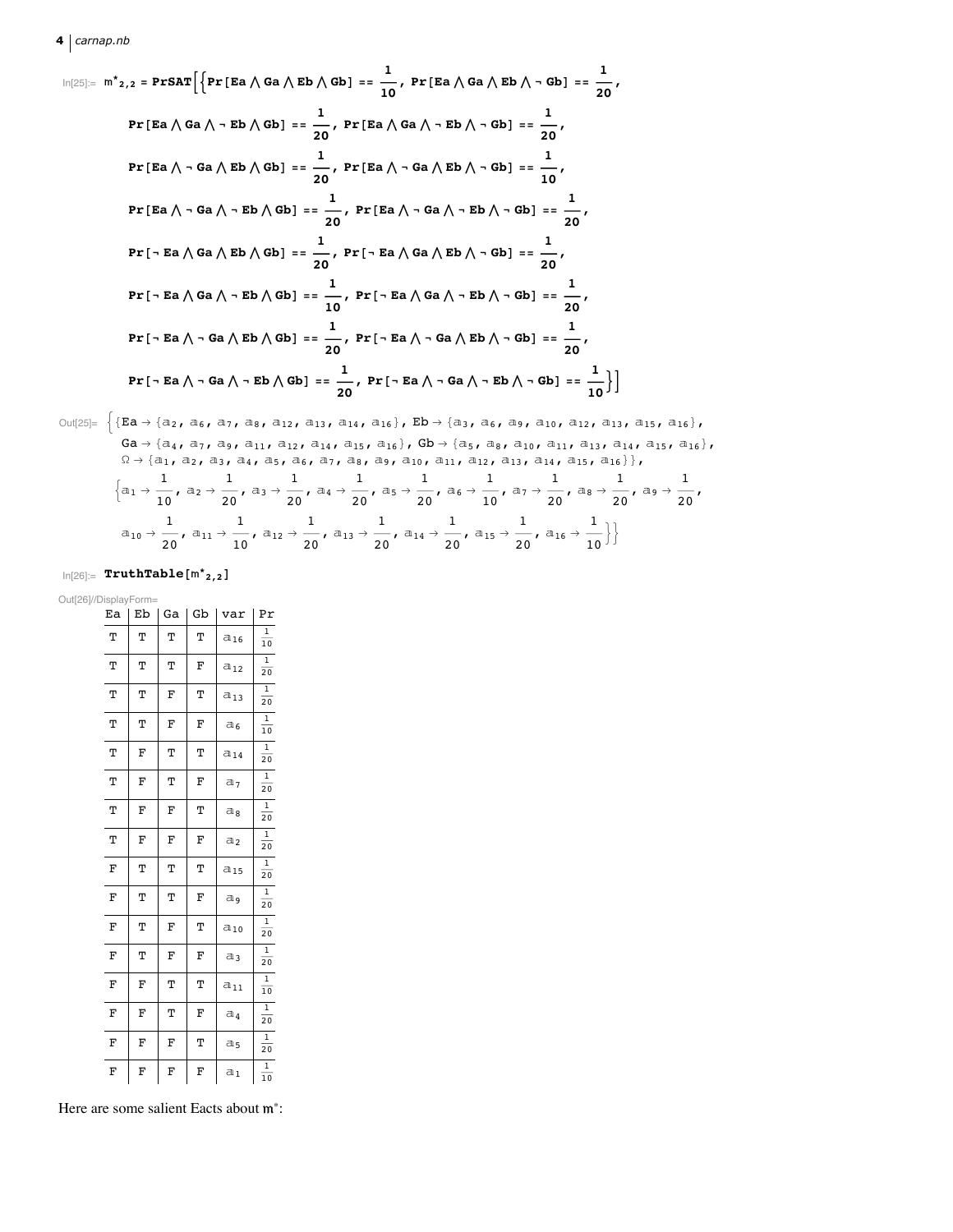```
In[25]:= m*2,2 = PrSAT[{Pr[Ea ∧ Ga ∧ Eb ∧ Gb] == 1/10, Pr[Ea ∧ Ga ∧ Eb ∧ ¬ Gb] == 1/20,
    Pr[Ea ∧ Ga ∧ ¬ Eb ∧ Gb] == 1/20, Pr[Ea ∧ Ga ∧ ¬ Eb ∧ ¬ Gb] == 1/20,
    Pr[Ea ∧ ¬ Ga ∧ Eb ∧ Gb] == 1/20, Pr[Ea ∧ ¬ Ga ∧ Eb ∧ ¬ Gb] == 1/10,
    Pr[Ea ∧ ¬ Ga ∧ ¬ Eb ∧ Gb] == 1/20, Pr[Ea ∧ ¬ Ga ∧ ¬ Eb ∧ ¬ Gb] == 1/20,
    Pr[¬ Ea ∧ Ga ∧ Eb ∧ Gb] == 1/20, Pr[¬ Ea ∧ Ga ∧ Eb ∧ ¬ Gb] == 1/20,
    Pr[¬ Ea ∧ Ga ∧ ¬ Eb ∧ Gb] == 1/10, Pr[¬ Ea ∧ Ga ∧ ¬ Eb ∧ ¬ Gb] == 1/20,
    Pr[¬ Ea ∧ ¬ Ga ∧ Eb ∧ Gb] == 1/20, Pr[¬ Ea ∧ ¬ Ga ∧ Eb ∧ ¬ Gb] == 1/20,
    Pr[¬ Ea ∧ ¬ Ga ∧ ¬ Eb ∧ Gb] == 1/20, Pr[¬ Ea ∧ ¬ Ga ∧ ¬ Eb ∧ ¬ Gb] == 1/10}]

Out[25]= {{Ea → {a2, a6, a7, a8, a12, a13, a14, a16}, Eb → {a3, a6, a9, a10, a12, a13, a15, a16},
    Ga → {a4, a7, a9, a11, a12, a14, a15, a16}, Gb → {a5, a8, a10, a11, a13, a14, a15, a16},
    Ω → {a1, a2, a3, a4, a5, a6, a7, a8, a9, a10, a11, a12, a13, a14, a15, a16}},
   {a1 → 1/10, a2 → 1/20, a3 → 1/20, a4 → 1/20, a5 → 1/20, a6 → 1/10, a7 → 1/20, a8 → 1/20, a9 → 1/20,
    a10 → 1/20, a11 → 1/10, a12 → 1/20, a13 → 1/20, a14 → 1/20, a15 → 1/20, a16 → 1/10}}

In[26]:= TruthTable[m*2,2]

Out[26]//DisplayForm=
```

| Ea | Eb | Ga | Gb | var | Pr |
|---|---|---|---|---|---|
| T | T | T | T | $a_{16}$ | $\frac{1}{10}$ |
| T | T | T | F | $a_{12}$ | $\frac{1}{20}$ |
| T | T | F | T | $a_{13}$ | $\frac{1}{20}$ |
| T | T | F | F | $a_6$ | $\frac{1}{10}$ |
| T | F | T | T | $a_{14}$ | $\frac{1}{20}$ |
| T | F | T | F | $a_7$ | $\frac{1}{20}$ |
| T | F | F | T | $a_8$ | $\frac{1}{20}$ |
| T | F | F | F | $a_2$ | $\frac{1}{20}$ |
| F | T | T | T | $a_{15}$ | $\frac{1}{20}$ |
| F | T | T | F | $a_9$ | $\frac{1}{20}$ |
| F | T | F | T | $a_{10}$ | $\frac{1}{20}$ |
| F | T | F | F | $a_3$ | $\frac{1}{20}$ |
| F | F | T | T | $a_{11}$ | $\frac{1}{10}$ |
| F | F | T | F | $a_4$ | $\frac{1}{20}$ |
| F | F | F | T | $a_5$ | $\frac{1}{20}$ |
| F | F | F | F | $a_1$ | $\frac{1}{10}$ |

Here are some salient Eacts about $\mathfrak{m}^*$: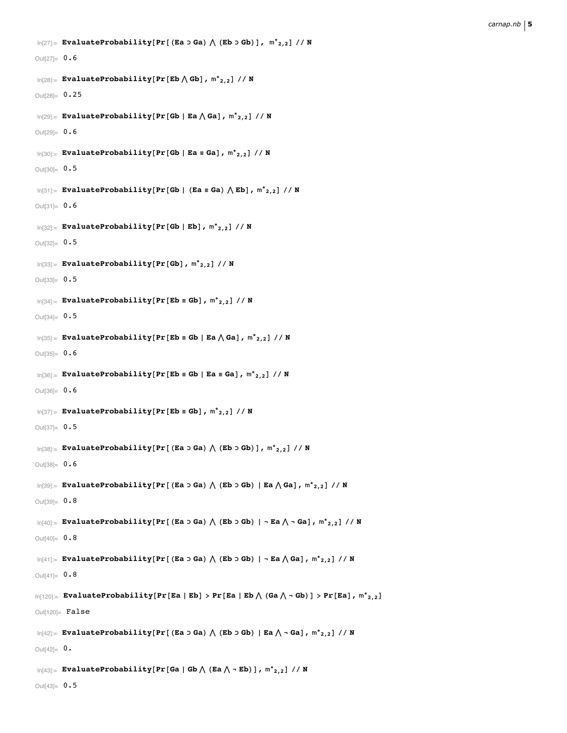In[27]:= **EvaluateProbability[Pr[(Ea ⊃ Ga) ⋀ (Eb ⊃ Gb)], $m^*_{2,2}$] // N**

Out[27]= 0.6

In[28]:= **EvaluateProbability[Pr[Eb ⋀ Gb], $m^*_{2,2}$] // N**

Out[28]= 0.25

In[29]:= **EvaluateProbability[Pr[Gb | Ea ⋀ Ga], $m^*_{2,2}$] // N**

Out[29]= 0.6

In[30]:= **EvaluateProbability[Pr[Gb | Ea ≡ Ga], $m^*_{2,2}$] // N**

Out[30]= 0.5

In[31]:= **EvaluateProbability[Pr[Gb | (Ea ≡ Ga) ⋀ Eb], $m^*_{2,2}$] // N**

Out[31]= 0.6

In[32]:= **EvaluateProbability[Pr[Gb | Eb], $m^*_{2,2}$] // N**

Out[32]= 0.5

In[33]:= **EvaluateProbability[Pr[Gb], $m^*_{2,2}$] // N**

Out[33]= 0.5

In[34]:= **EvaluateProbability[Pr[Eb ≡ Gb], $m^*_{2,2}$] // N**

Out[34]= 0.5

In[35]:= **EvaluateProbability[Pr[Eb ≡ Gb | Ea ⋀ Ga], $m^*_{2,2}$] // N**

Out[35]= 0.6

In[36]:= **EvaluateProbability[Pr[Eb ≡ Gb | Ea ≡ Ga], $m^*_{2,2}$] // N**

Out[36]= 0.6

In[37]:= **EvaluateProbability[Pr[Eb ≡ Gb], $m^*_{2,2}$] // N**

Out[37]= 0.5

In[38]:= **EvaluateProbability[Pr[(Ea ⊃ Ga) ⋀ (Eb ⊃ Gb)], $m^*_{2,2}$] // N**

Out[38]= 0.6

In[39]:= **EvaluateProbability[Pr[(Ea ⊃ Ga) ⋀ (Eb ⊃ Gb) | Ea ⋀ Ga], $m^*_{2,2}$] // N**

Out[39]= 0.8

In[40]:= **EvaluateProbability[Pr[(Ea ⊃ Ga) ⋀ (Eb ⊃ Gb) | ¬ Ea ⋀ ¬ Ga], $m^*_{2,2}$] // N**

Out[40]= 0.8

In[41]:= **EvaluateProbability[Pr[(Ea ⊃ Ga) ⋀ (Eb ⊃ Gb) | ¬ Ea ⋀ Ga], $m^*_{2,2}$] // N**

Out[41]= 0.8

In[120]:= **EvaluateProbability[Pr[Ea | Eb] > Pr[Ea | Eb ⋀ (Ga ⋀ ¬ Gb)] > Pr[Ea], $m^*_{2,2}$]**

Out[120]= False

In[42]:= **EvaluateProbability[Pr[(Ea ⊃ Ga) ⋀ (Eb ⊃ Gb) | Ea ⋀ ¬ Ga], $m^*_{2,2}$] // N**

Out[42]= 0.

In[43]:= **EvaluateProbability[Pr[Ga | Gb ⋀ (Ea ⋀ ¬ Eb)], $m^*_{2,2}$] // N**

Out[43]= 0.5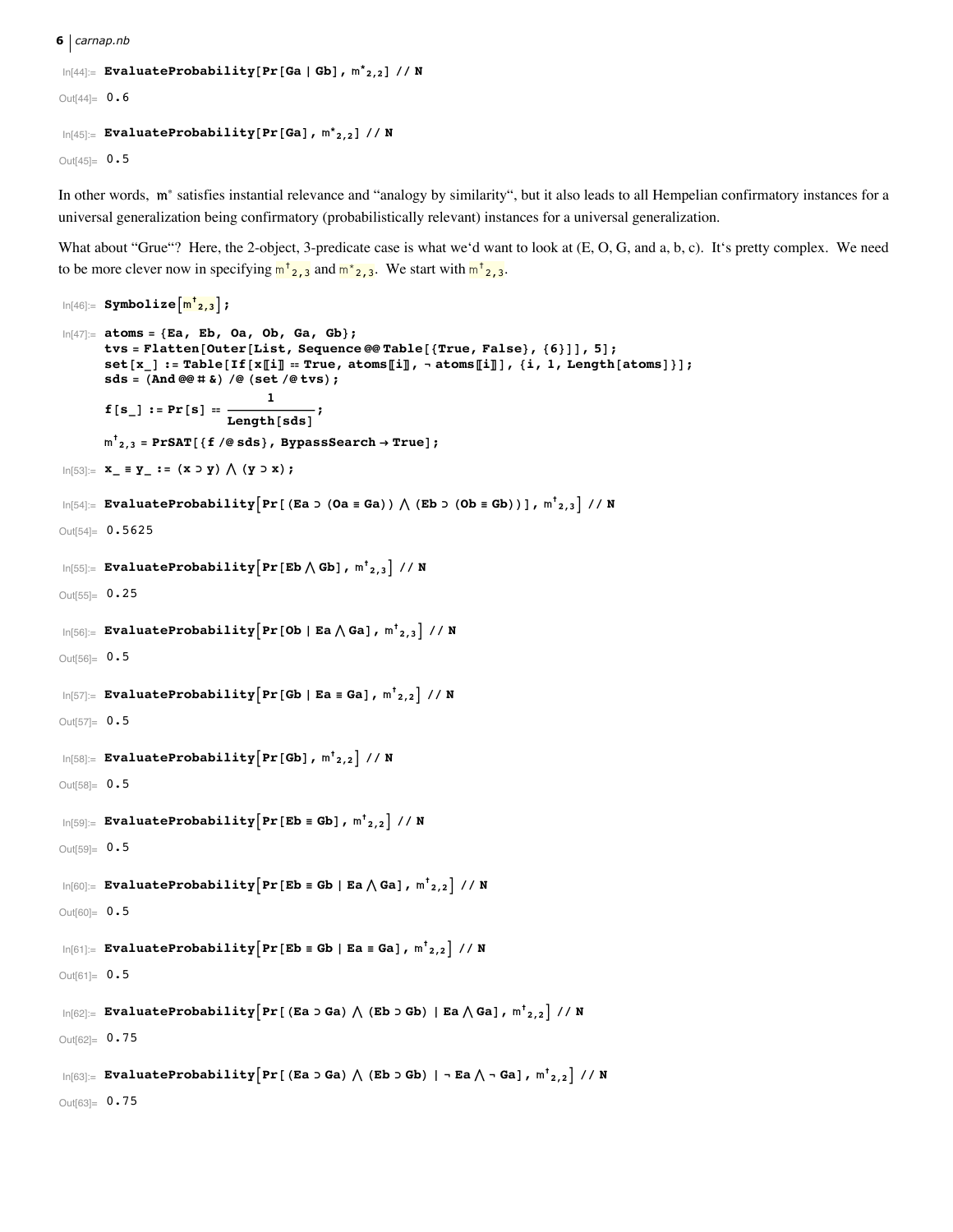```
In[44]:= EvaluateProbability[Pr[Ga | Gb], m*2,2] // N
Out[44]= 0.6

In[45]:= EvaluateProbability[Pr[Ga], m*2,2] // N
Out[45]= 0.5
```

In other words, $\mathfrak{m}^*$ satisfies instantial relevance and "analogy by similarity", but it also leads to all Hempelian confirmatory instances for a universal generalization being confirmatory (probabilistically relevant) instances for a universal generalization.

What about "Grue"? Here, the 2-object, 3-predicate case is what we'd want to look at (E, O, G, and a, b, c). It's pretty complex. We need to be more clever now in specifying $\mathfrak{m}^{\dagger}_{2,3}$ and $\mathfrak{m}^{*}_{2,3}$. We start with $\mathfrak{m}^{\dagger}_{2,3}$.

```
In[46]:= Symbolize[m†2,3];

In[47]:= atoms = {Ea, Eb, Oa, Ob, Ga, Gb};
         tvs = Flatten[Outer[List, Sequence @@ Table[{True, False}, {6}]], 5];
         set[x_] := Table[If[x[[i]] == True, atoms[[i]], ¬ atoms[[i]]], {i, 1, Length[atoms]}];
         sds = (And @@ # &) /@ (set /@ tvs);
         f[s_] := Pr[s] == 1/Length[sds];
         m†2,3 = PrSAT[{f /@ sds}, BypassSearch → True];

In[53]:= x_ ≡ y_ := (x ⊃ y) ⋀ (y ⊃ x);

In[54]:= EvaluateProbability[Pr[(Ea ⊃ (Oa ≡ Ga)) ⋀ (Eb ⊃ (Ob ≡ Gb))], m†2,3] // N
Out[54]= 0.5625

In[55]:= EvaluateProbability[Pr[Eb ⋀ Gb], m†2,3] // N
Out[55]= 0.25

In[56]:= EvaluateProbability[Pr[Ob | Ea ⋀ Ga], m†2,3] // N
Out[56]= 0.5

In[57]:= EvaluateProbability[Pr[Gb | Ea ≡ Ga], m†2,2] // N
Out[57]= 0.5

In[58]:= EvaluateProbability[Pr[Gb], m†2,2] // N
Out[58]= 0.5

In[59]:= EvaluateProbability[Pr[Eb ≡ Gb], m†2,2] // N
Out[59]= 0.5

In[60]:= EvaluateProbability[Pr[Eb ≡ Gb | Ea ⋀ Ga], m†2,2] // N
Out[60]= 0.5

In[61]:= EvaluateProbability[Pr[Eb ≡ Gb | Ea ≡ Ga], m†2,2] // N
Out[61]= 0.5

In[62]:= EvaluateProbability[Pr[(Ea ⊃ Ga) ⋀ (Eb ⊃ Gb) | Ea ⋀ Ga], m†2,2] // N
Out[62]= 0.75

In[63]:= EvaluateProbability[Pr[(Ea ⊃ Ga) ⋀ (Eb ⊃ Gb) | ¬ Ea ⋀ ¬ Ga], m†2,2] // N
Out[63]= 0.75
```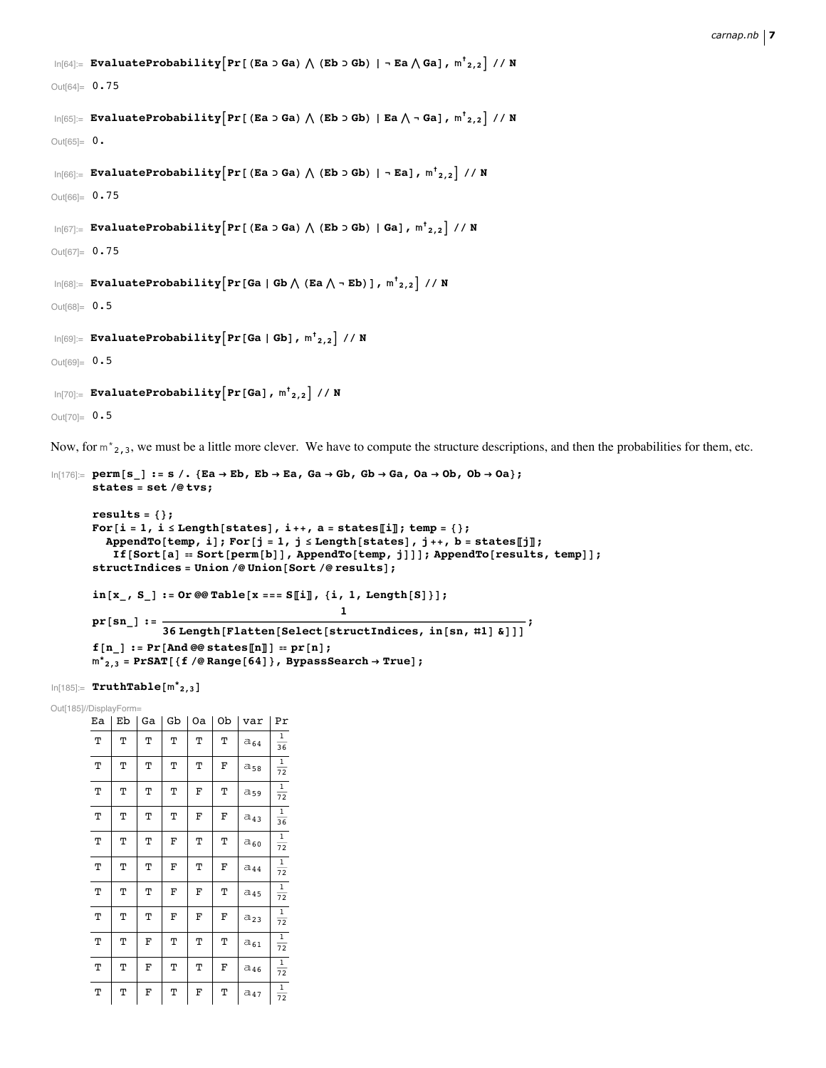```
In[64]:= EvaluateProbability[Pr[(Ea ⊃ Ga) ⋀ (Eb ⊃ Gb) | ¬ Ea ⋀ Ga], m†2,2] // N
Out[64]= 0.75

In[65]:= EvaluateProbability[Pr[(Ea ⊃ Ga) ⋀ (Eb ⊃ Gb) | Ea ⋀ ¬ Ga], m†2,2] // N
Out[65]= 0.

In[66]:= EvaluateProbability[Pr[(Ea ⊃ Ga) ⋀ (Eb ⊃ Gb) | ¬ Ea], m†2,2] // N
Out[66]= 0.75

In[67]:= EvaluateProbability[Pr[(Ea ⊃ Ga) ⋀ (Eb ⊃ Gb) | Ga], m†2,2] // N
Out[67]= 0.75

In[68]:= EvaluateProbability[Pr[Ga | Gb ⋀ (Ea ⋀ ¬ Eb)], m†2,2] // N
Out[68]= 0.5

In[69]:= EvaluateProbability[Pr[Ga | Gb], m†2,2] // N
Out[69]= 0.5

In[70]:= EvaluateProbability[Pr[Ga], m†2,2] // N
Out[70]= 0.5
```

Now, for $m^*_{2,3}$, we must be a little more clever. We have to compute the structure descriptions, and then the probabilities for them, etc.

```
In[176]:= perm[s_] := s /. {Ea → Eb, Eb → Ea, Ga → Gb, Gb → Ga, Oa → Ob, Ob → Oa};
states = set /@ tvs;

results = {};
For[i = 1, i ≤ Length[states], i ++, a = states[[i]]; temp = {};
  AppendTo[temp, i]; For[j = 1, j ≤ Length[states], j ++, b = states[[j]];
   If[Sort[a] == Sort[perm[b]], AppendTo[temp, j]]]; AppendTo[results, temp]];
structIndices = Union /@ Union[Sort /@ results];

in[x_, S_] := Or @@ Table[x === S[[i]], {i, 1, Length[S]}];

pr[sn_] := 1 / (36 Length[Flatten[Select[structIndices, in[sn, #1] &]]]);
f[n_] := Pr[And @@ states[[n]]] == pr[n];
m*2,3 = PrSAT[{f /@ Range[64]}, BypassSearch → True];

In[185]:= TruthTable[m*2,3]

Out[185]//DisplayForm=
```

| Ea | Eb | Ga | Gb | Oa | Ob | var | Pr |
|---|---|---|---|---|---|---|---|
| T | T | T | T | T | T | $a_{64}$ | $\frac{1}{36}$ |
| T | T | T | T | T | F | $a_{58}$ | $\frac{1}{72}$ |
| T | T | T | T | F | T | $a_{59}$ | $\frac{1}{72}$ |
| T | T | T | T | F | F | $a_{43}$ | $\frac{1}{36}$ |
| T | T | T | F | T | T | $a_{60}$ | $\frac{1}{72}$ |
| T | T | T | F | T | F | $a_{44}$ | $\frac{1}{72}$ |
| T | T | T | F | F | T | $a_{45}$ | $\frac{1}{72}$ |
| T | T | T | F | F | F | $a_{23}$ | $\frac{1}{72}$ |
| T | T | F | T | T | T | $a_{61}$ | $\frac{1}{72}$ |
| T | T | F | T | T | F | $a_{46}$ | $\frac{1}{72}$ |
| T | T | F | T | F | T | $a_{47}$ | $\frac{1}{72}$ |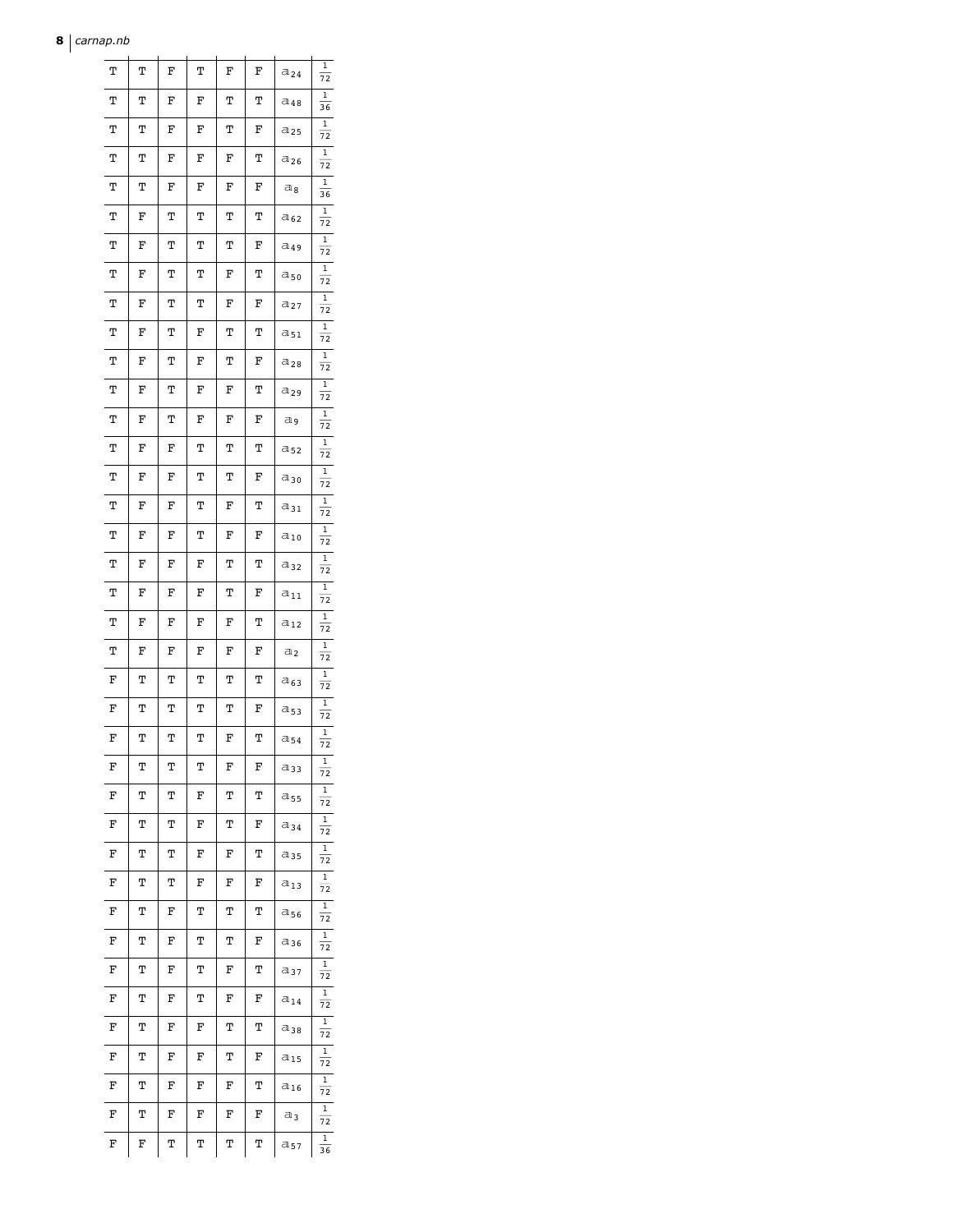| | | | | | | | |
|---|---|---|---|---|---|---|---|
| T | T | F | T | F | F | $a_{24}$ | $\frac{1}{72}$ |
| T | T | F | F | T | T | $a_{48}$ | $\frac{1}{36}$ |
| T | T | F | F | T | F | $a_{25}$ | $\frac{1}{72}$ |
| T | T | F | F | F | T | $a_{26}$ | $\frac{1}{72}$ |
| T | T | F | F | F | F | $a_{8}$ | $\frac{1}{36}$ |
| T | F | T | T | T | T | $a_{62}$ | $\frac{1}{72}$ |
| T | F | T | T | T | F | $a_{49}$ | $\frac{1}{72}$ |
| T | F | T | T | F | T | $a_{50}$ | $\frac{1}{72}$ |
| T | F | T | T | F | F | $a_{27}$ | $\frac{1}{72}$ |
| T | F | T | F | T | T | $a_{51}$ | $\frac{1}{72}$ |
| T | F | T | F | T | F | $a_{28}$ | $\frac{1}{72}$ |
| T | F | T | F | F | T | $a_{29}$ | $\frac{1}{72}$ |
| T | F | T | F | F | F | $a_{9}$ | $\frac{1}{72}$ |
| T | F | F | T | T | T | $a_{52}$ | $\frac{1}{72}$ |
| T | F | F | T | T | F | $a_{30}$ | $\frac{1}{72}$ |
| T | F | F | T | F | T | $a_{31}$ | $\frac{1}{72}$ |
| T | F | F | T | F | F | $a_{10}$ | $\frac{1}{72}$ |
| T | F | F | F | T | T | $a_{32}$ | $\frac{1}{72}$ |
| T | F | F | F | T | F | $a_{11}$ | $\frac{1}{72}$ |
| T | F | F | F | F | T | $a_{12}$ | $\frac{1}{72}$ |
| T | F | F | F | F | F | $a_{2}$ | $\frac{1}{72}$ |
| F | T | T | T | T | T | $a_{63}$ | $\frac{1}{72}$ |
| F | T | T | T | T | F | $a_{53}$ | $\frac{1}{72}$ |
| F | T | T | T | F | T | $a_{54}$ | $\frac{1}{72}$ |
| F | T | T | T | F | F | $a_{33}$ | $\frac{1}{72}$ |
| F | T | T | F | T | T | $a_{55}$ | $\frac{1}{72}$ |
| F | T | T | F | T | F | $a_{34}$ | $\frac{1}{72}$ |
| F | T | T | F | F | T | $a_{35}$ | $\frac{1}{72}$ |
| F | T | T | F | F | F | $a_{13}$ | $\frac{1}{72}$ |
| F | T | F | T | T | T | $a_{56}$ | $\frac{1}{72}$ |
| F | T | F | T | T | F | $a_{36}$ | $\frac{1}{72}$ |
| F | T | F | T | F | T | $a_{37}$ | $\frac{1}{72}$ |
| F | T | F | T | F | F | $a_{14}$ | $\frac{1}{72}$ |
| F | T | F | F | T | T | $a_{38}$ | $\frac{1}{72}$ |
| F | T | F | F | T | F | $a_{15}$ | $\frac{1}{72}$ |
| F | T | F | F | F | T | $a_{16}$ | $\frac{1}{72}$ |
| F | T | F | F | F | F | $a_{3}$ | $\frac{1}{72}$ |
| F | F | T | T | T | T | $a_{57}$ | $\frac{1}{36}$ |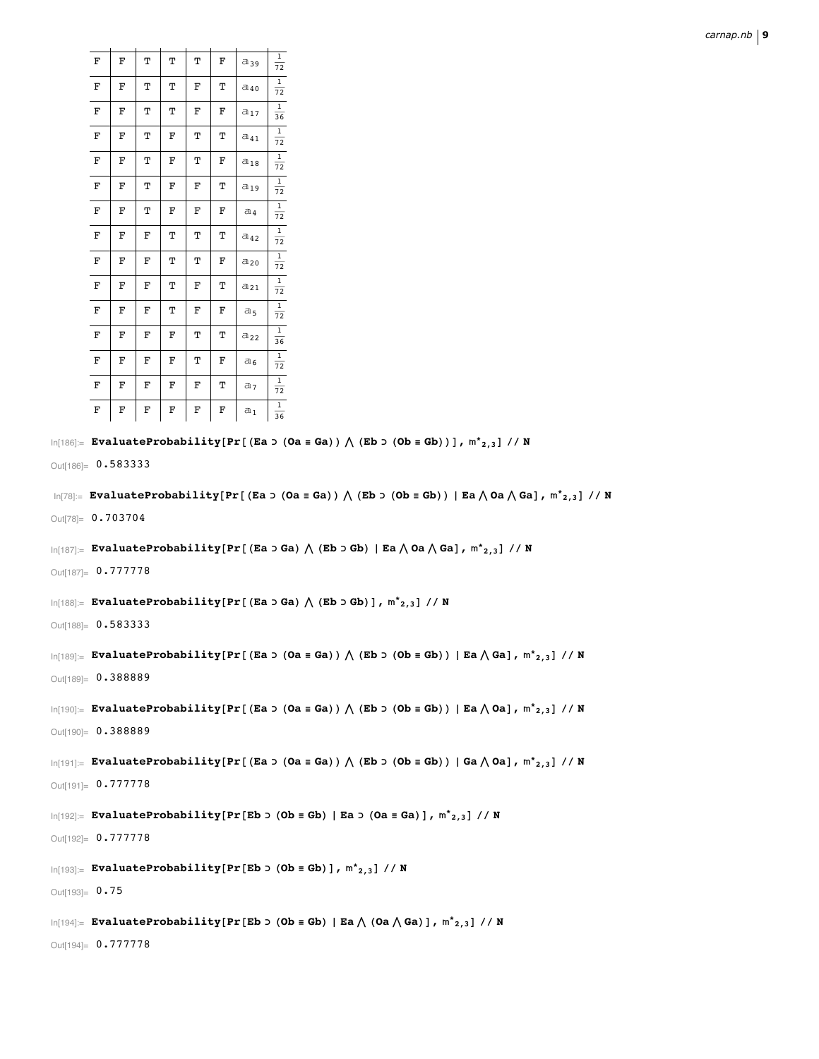| | | | | | | | |
|---|---|---|---|---|---|---|---|
| F | F | T | T | T | F | $a_{39}$ | $\frac{1}{72}$ |
| F | F | T | T | F | T | $a_{40}$ | $\frac{1}{72}$ |
| F | F | T | T | F | F | $a_{17}$ | $\frac{1}{36}$ |
| F | F | T | F | T | T | $a_{41}$ | $\frac{1}{72}$ |
| F | F | T | F | T | F | $a_{18}$ | $\frac{1}{72}$ |
| F | F | T | F | F | T | $a_{19}$ | $\frac{1}{72}$ |
| F | F | T | F | F | F | $a_{4}$ | $\frac{1}{72}$ |
| F | F | F | T | T | T | $a_{42}$ | $\frac{1}{72}$ |
| F | F | F | T | T | F | $a_{20}$ | $\frac{1}{72}$ |
| F | F | F | T | F | T | $a_{21}$ | $\frac{1}{72}$ |
| F | F | F | T | F | F | $a_{5}$ | $\frac{1}{72}$ |
| F | F | F | F | T | T | $a_{22}$ | $\frac{1}{36}$ |
| F | F | F | F | T | F | $a_{6}$ | $\frac{1}{72}$ |
| F | F | F | F | F | T | $a_{7}$ | $\frac{1}{72}$ |
| F | F | F | F | F | F | $a_{1}$ | $\frac{1}{36}$ |

```
In[186]:= EvaluateProbability[Pr[(Ea ⊃ (Oa ≡ Ga)) ⋀ (Eb ⊃ (Ob ≡ Gb))], m*2,3] // N
Out[186]= 0.583333

In[78]:= EvaluateProbability[Pr[(Ea ⊃ (Oa ≡ Ga)) ⋀ (Eb ⊃ (Ob ≡ Gb)) | Ea ⋀ Oa ⋀ Ga], m*2,3] // N
Out[78]= 0.703704

In[187]:= EvaluateProbability[Pr[(Ea ⊃ Ga) ⋀ (Eb ⊃ Gb) | Ea ⋀ Oa ⋀ Ga], m*2,3] // N
Out[187]= 0.777778

In[188]:= EvaluateProbability[Pr[(Ea ⊃ Ga) ⋀ (Eb ⊃ Gb)], m*2,3] // N
Out[188]= 0.583333

In[189]:= EvaluateProbability[Pr[(Ea ⊃ (Oa ≡ Ga)) ⋀ (Eb ⊃ (Ob ≡ Gb)) | Ea ⋀ Ga], m*2,3] // N
Out[189]= 0.388889

In[190]:= EvaluateProbability[Pr[(Ea ⊃ (Oa ≡ Ga)) ⋀ (Eb ⊃ (Ob ≡ Gb)) | Ea ⋀ Oa], m*2,3] // N
Out[190]= 0.388889

In[191]:= EvaluateProbability[Pr[(Ea ⊃ (Oa ≡ Ga)) ⋀ (Eb ⊃ (Ob ≡ Gb)) | Ga ⋀ Oa], m*2,3] // N
Out[191]= 0.777778

In[192]:= EvaluateProbability[Pr[Eb ⊃ (Ob ≡ Gb) | Ea ⊃ (Oa ≡ Ga)], m*2,3] // N
Out[192]= 0.777778

In[193]:= EvaluateProbability[Pr[Eb ⊃ (Ob ≡ Gb)], m*2,3] // N
Out[193]= 0.75

In[194]:= EvaluateProbability[Pr[Eb ⊃ (Ob ≡ Gb) | Ea ⋀ (Oa ⋀ Ga)], m*2,3] // N
Out[194]= 0.777778
```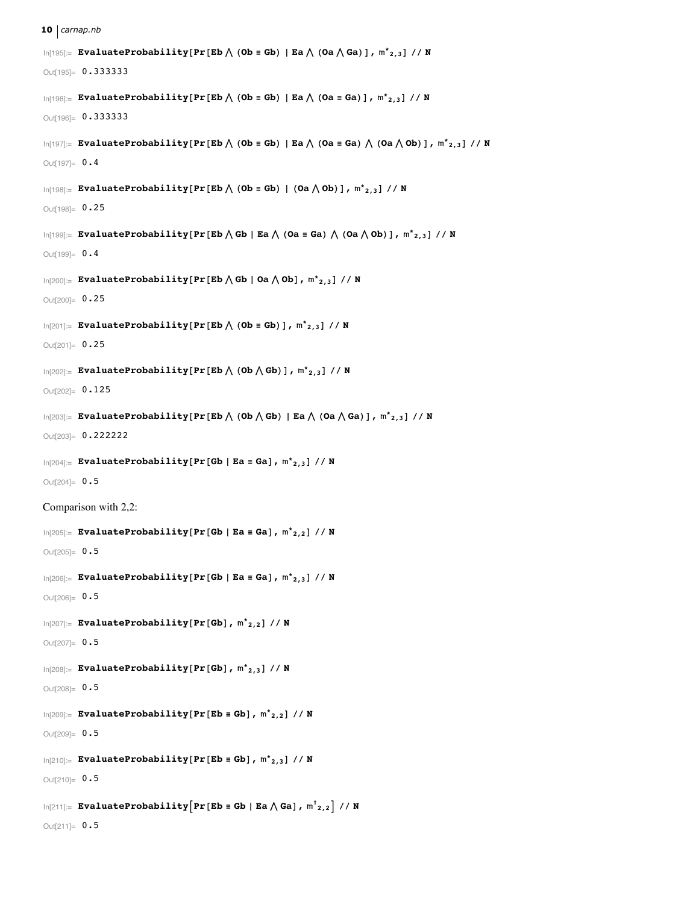```
In[195]:= EvaluateProbability[Pr[Eb ⋀ (Ob ≡ Gb) | Ea ⋀ (Oa ⋀ Ga)], m*2,3] // N
Out[195]= 0.333333

In[196]:= EvaluateProbability[Pr[Eb ⋀ (Ob ≡ Gb) | Ea ⋀ (Oa ≡ Ga)], m*2,3] // N
Out[196]= 0.333333

In[197]:= EvaluateProbability[Pr[Eb ⋀ (Ob ≡ Gb) | Ea ⋀ (Oa ≡ Ga) ⋀ (Oa ⋀ Ob)], m*2,3] // N
Out[197]= 0.4

In[198]:= EvaluateProbability[Pr[Eb ⋀ (Ob ≡ Gb) | (Oa ⋀ Ob)], m*2,3] // N
Out[198]= 0.25

In[199]:= EvaluateProbability[Pr[Eb ⋀ Gb | Ea ⋀ (Oa ≡ Ga) ⋀ (Oa ⋀ Ob)], m*2,3] // N
Out[199]= 0.4

In[200]:= EvaluateProbability[Pr[Eb ⋀ Gb | Oa ⋀ Ob], m*2,3] // N
Out[200]= 0.25

In[201]:= EvaluateProbability[Pr[Eb ⋀ (Ob ≡ Gb)], m*2,3] // N
Out[201]= 0.25

In[202]:= EvaluateProbability[Pr[Eb ⋀ (Ob ⋀ Gb)], m*2,3] // N
Out[202]= 0.125

In[203]:= EvaluateProbability[Pr[Eb ⋀ (Ob ⋀ Gb) | Ea ⋀ (Oa ⋀ Ga)], m*2,3] // N
Out[203]= 0.222222

In[204]:= EvaluateProbability[Pr[Gb | Ea ≡ Ga], m*2,3] // N
Out[204]= 0.5
```

Comparison with 2,2:

```
In[205]:= EvaluateProbability[Pr[Gb | Ea ≡ Ga], m*2,2] // N
Out[205]= 0.5

In[206]:= EvaluateProbability[Pr[Gb | Ea ≡ Ga], m*2,3] // N
Out[206]= 0.5

In[207]:= EvaluateProbability[Pr[Gb], m*2,2] // N
Out[207]= 0.5

In[208]:= EvaluateProbability[Pr[Gb], m*2,3] // N
Out[208]= 0.5

In[209]:= EvaluateProbability[Pr[Eb ≡ Gb], m*2,2] // N
Out[209]= 0.5

In[210]:= EvaluateProbability[Pr[Eb ≡ Gb], m*2,3] // N
Out[210]= 0.5

In[211]:= EvaluateProbability[Pr[Eb ≡ Gb | Ea ⋀ Ga], m†2,2] // N
Out[211]= 0.5
```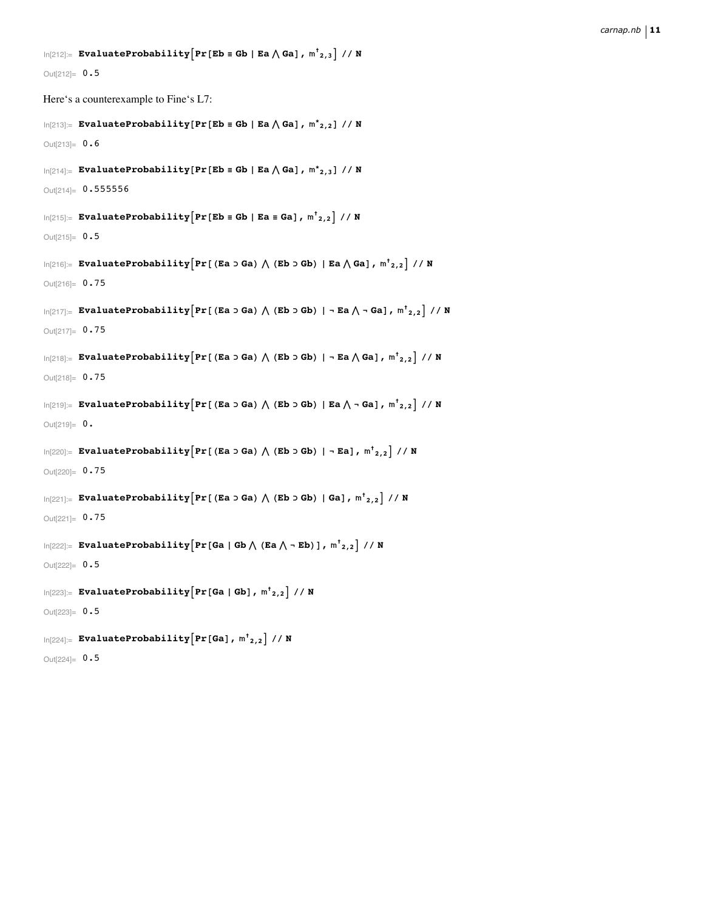In[212]:= `EvaluateProbability[Pr[Eb ≡ Gb | Ea ⋀ Ga], m†2,3] // N`

Out[212]= 0.5

Here's a counterexample to Fine's L7:

In[213]:= `EvaluateProbability[Pr[Eb ≡ Gb | Ea ⋀ Ga], m*2,2] // N`

Out[213]= 0.6

In[214]:= `EvaluateProbability[Pr[Eb ≡ Gb | Ea ⋀ Ga], m*2,3] // N`

Out[214]= 0.555556

In[215]:= `EvaluateProbability[Pr[Eb ≡ Gb | Ea ≡ Ga], m†2,2] // N`

Out[215]= 0.5

In[216]:= `EvaluateProbability[Pr[(Ea ⊃ Ga) ⋀ (Eb ⊃ Gb) | Ea ⋀ Ga], m†2,2] // N`

Out[216]= 0.75

In[217]:= `EvaluateProbability[Pr[(Ea ⊃ Ga) ⋀ (Eb ⊃ Gb) | ¬ Ea ⋀ ¬ Ga], m†2,2] // N`

Out[217]= 0.75

In[218]:= `EvaluateProbability[Pr[(Ea ⊃ Ga) ⋀ (Eb ⊃ Gb) | ¬ Ea ⋀ Ga], m†2,2] // N`

Out[218]= 0.75

In[219]:= `EvaluateProbability[Pr[(Ea ⊃ Ga) ⋀ (Eb ⊃ Gb) | Ea ⋀ ¬ Ga], m†2,2] // N`

Out[219]= 0.

In[220]:= `EvaluateProbability[Pr[(Ea ⊃ Ga) ⋀ (Eb ⊃ Gb) | ¬ Ea], m†2,2] // N`

Out[220]= 0.75

In[221]:= `EvaluateProbability[Pr[(Ea ⊃ Ga) ⋀ (Eb ⊃ Gb) | Ga], m†2,2] // N`

Out[221]= 0.75

In[222]:= `EvaluateProbability[Pr[Ga | Gb ⋀ (Ea ⋀ ¬ Eb)], m†2,2] // N`

Out[222]= 0.5

In[223]:= `EvaluateProbability[Pr[Ga | Gb], m†2,2] // N`

Out[223]= 0.5

In[224]:= `EvaluateProbability[Pr[Ga], m†2,2] // N`

Out[224]= 0.5